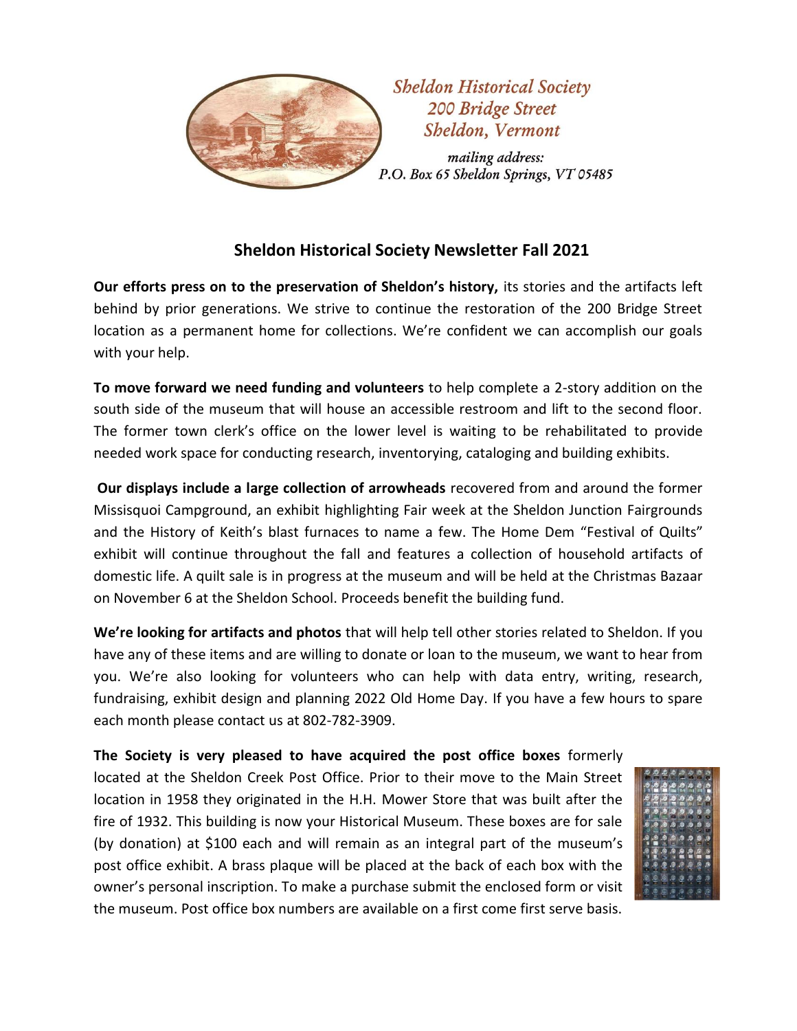*Sheldon Historical Society*
*200 Bridge Street*
*Sheldon, Vermont*

*mailing address:*
*P.O. Box 65 Sheldon Springs, VT 05485*

## Sheldon Historical Society Newsletter Fall 2021

**Our efforts press on to the preservation of Sheldon's history,** its stories and the artifacts left behind by prior generations. We strive to continue the restoration of the 200 Bridge Street location as a permanent home for collections. We're confident we can accomplish our goals with your help.

**To move forward we need funding and volunteers** to help complete a 2-story addition on the south side of the museum that will house an accessible restroom and lift to the second floor. The former town clerk's office on the lower level is waiting to be rehabilitated to provide needed work space for conducting research, inventorying, cataloging and building exhibits.

**Our displays include a large collection of arrowheads** recovered from and around the former Missisquoi Campground, an exhibit highlighting Fair week at the Sheldon Junction Fairgrounds and the History of Keith's blast furnaces to name a few. The Home Dem "Festival of Quilts" exhibit will continue throughout the fall and features a collection of household artifacts of domestic life. A quilt sale is in progress at the museum and will be held at the Christmas Bazaar on November 6 at the Sheldon School. Proceeds benefit the building fund.

**We're looking for artifacts and photos** that will help tell other stories related to Sheldon. If you have any of these items and are willing to donate or loan to the museum, we want to hear from you. We're also looking for volunteers who can help with data entry, writing, research, fundraising, exhibit design and planning 2022 Old Home Day. If you have a few hours to spare each month please contact us at 802-782-3909.

**The Society is very pleased to have acquired the post office boxes** formerly located at the Sheldon Creek Post Office. Prior to their move to the Main Street location in 1958 they originated in the H.H. Mower Store that was built after the fire of 1932. This building is now your Historical Museum. These boxes are for sale (by donation) at $100 each and will remain as an integral part of the museum's post office exhibit. A brass plaque will be placed at the back of each box with the owner's personal inscription. To make a purchase submit the enclosed form or visit the museum. Post office box numbers are available on a first come first serve basis.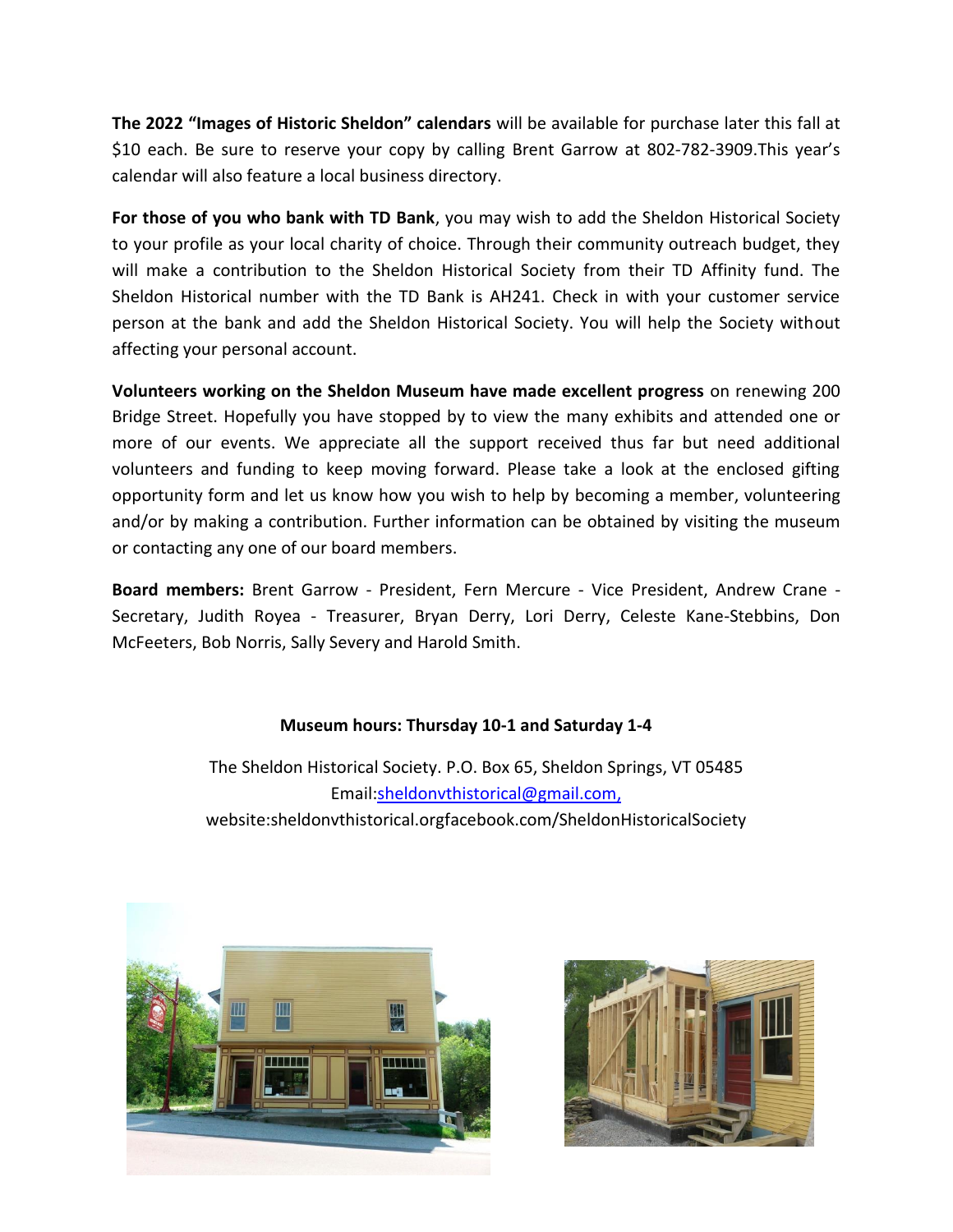**The 2022 "Images of Historic Sheldon" calendars** will be available for purchase later this fall at $10 each. Be sure to reserve your copy by calling Brent Garrow at 802-782-3909.This year's calendar will also feature a local business directory.

**For those of you who bank with TD Bank**, you may wish to add the Sheldon Historical Society to your profile as your local charity of choice. Through their community outreach budget, they will make a contribution to the Sheldon Historical Society from their TD Affinity fund. The Sheldon Historical number with the TD Bank is AH241. Check in with your customer service person at the bank and add the Sheldon Historical Society. You will help the Society without affecting your personal account.

**Volunteers working on the Sheldon Museum have made excellent progress** on renewing 200 Bridge Street. Hopefully you have stopped by to view the many exhibits and attended one or more of our events. We appreciate all the support received thus far but need additional volunteers and funding to keep moving forward. Please take a look at the enclosed gifting opportunity form and let us know how you wish to help by becoming a member, volunteering and/or by making a contribution. Further information can be obtained by visiting the museum or contacting any one of our board members.

**Board members:** Brent Garrow - President, Fern Mercure - Vice President, Andrew Crane - Secretary, Judith Royea - Treasurer, Bryan Derry, Lori Derry, Celeste Kane-Stebbins, Don McFeeters, Bob Norris, Sally Severy and Harold Smith.

**Museum hours: Thursday 10-1 and Saturday 1-4**

The Sheldon Historical Society. P.O. Box 65, Sheldon Springs, VT 05485
Email:sheldonvthistorical@gmail.com,
website:sheldonvthistorical.orgfacebook.com/SheldonHistoricalSociety